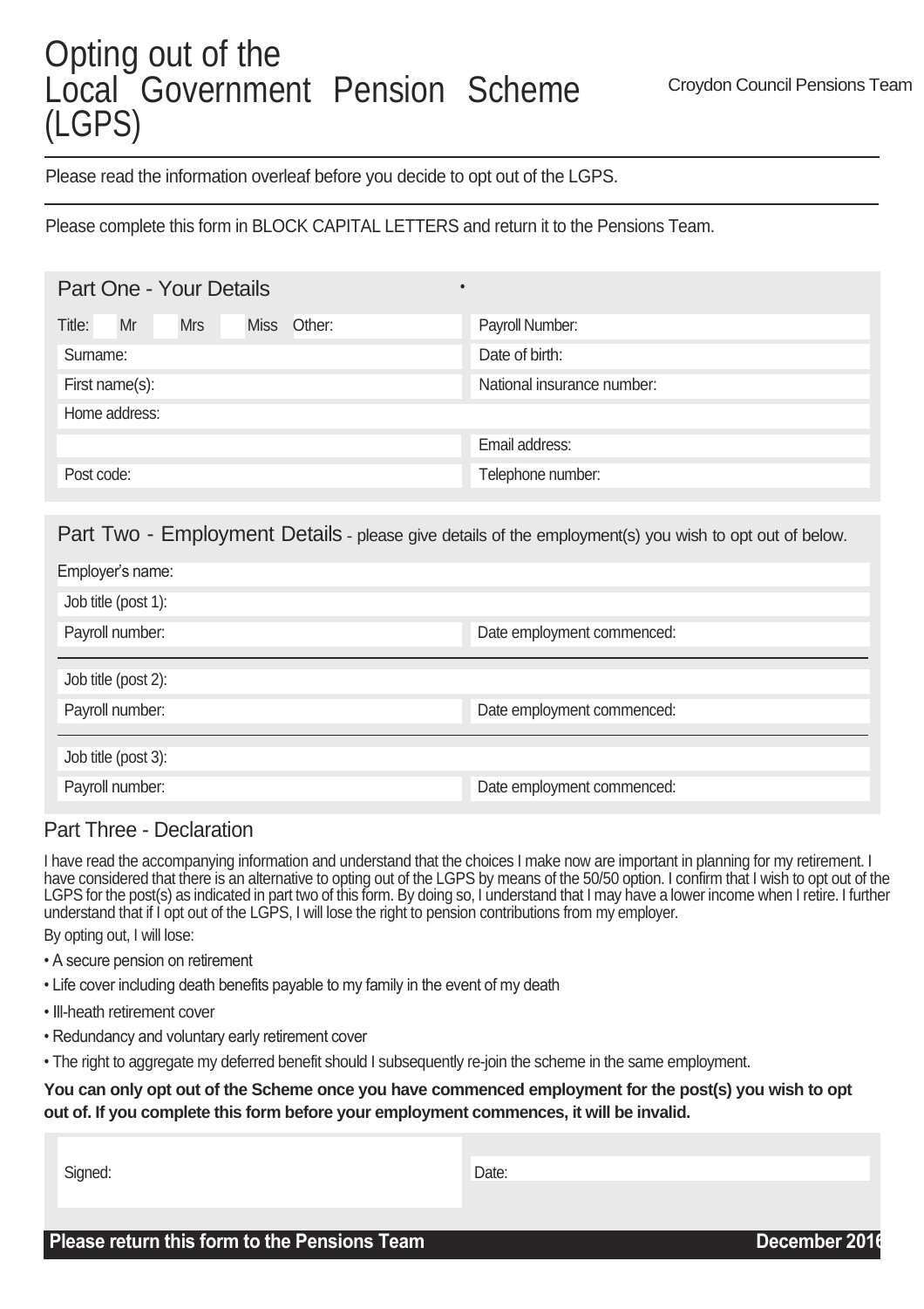# Opting out of the Local Government Pension Scheme (LGPS)

Croydon Council Pensions Team

Please read the information overleaf before you decide to opt out of the LGPS.

Please complete this form in BLOCK CAPITAL LETTERS and return it to the Pensions Team.

## Part One - Your Details

| | |
|---|---|
| Title: Mr Mrs Miss Other: | Payroll Number: |
| Surname: | Date of birth: |
| First name(s): | National insurance number: |
| Home address: | |
| | Email address: |
| Post code: | Telephone number: |

## Part Two - Employment Details - please give details of the employment(s) you wish to opt out of below.

| | |
|---|---|
| Employer's name: | |
| Job title (post 1): | |
| Payroll number: | Date employment commenced: |
| Job title (post 2): | |
| Payroll number: | Date employment commenced: |
| Job title (post 3): | |
| Payroll number: | Date employment commenced: |

## Part Three - Declaration

I have read the accompanying information and understand that the choices I make now are important in planning for my retirement. I have considered that there is an alternative to opting out of the LGPS by means of the 50/50 option. I confirm that I wish to opt out of the LGPS for the post(s) as indicated in part two of this form. By doing so, I understand that I may have a lower income when I retire. I further understand that if I opt out of the LGPS, I will lose the right to pension contributions from my employer.

By opting out, I will lose:

- A secure pension on retirement
- Life cover including death benefits payable to my family in the event of my death
- Ill-heath retirement cover
- Redundancy and voluntary early retirement cover
- The right to aggregate my deferred benefit should I subsequently re-join the scheme in the same employment.

**You can only opt out of the Scheme once you have commenced employment for the post(s) you wish to opt out of. If you complete this form before your employment commences, it will be invalid.**

| | |
|---|---|
| Signed: | Date: |

**Please return this form to the Pensions Team** **December 2016**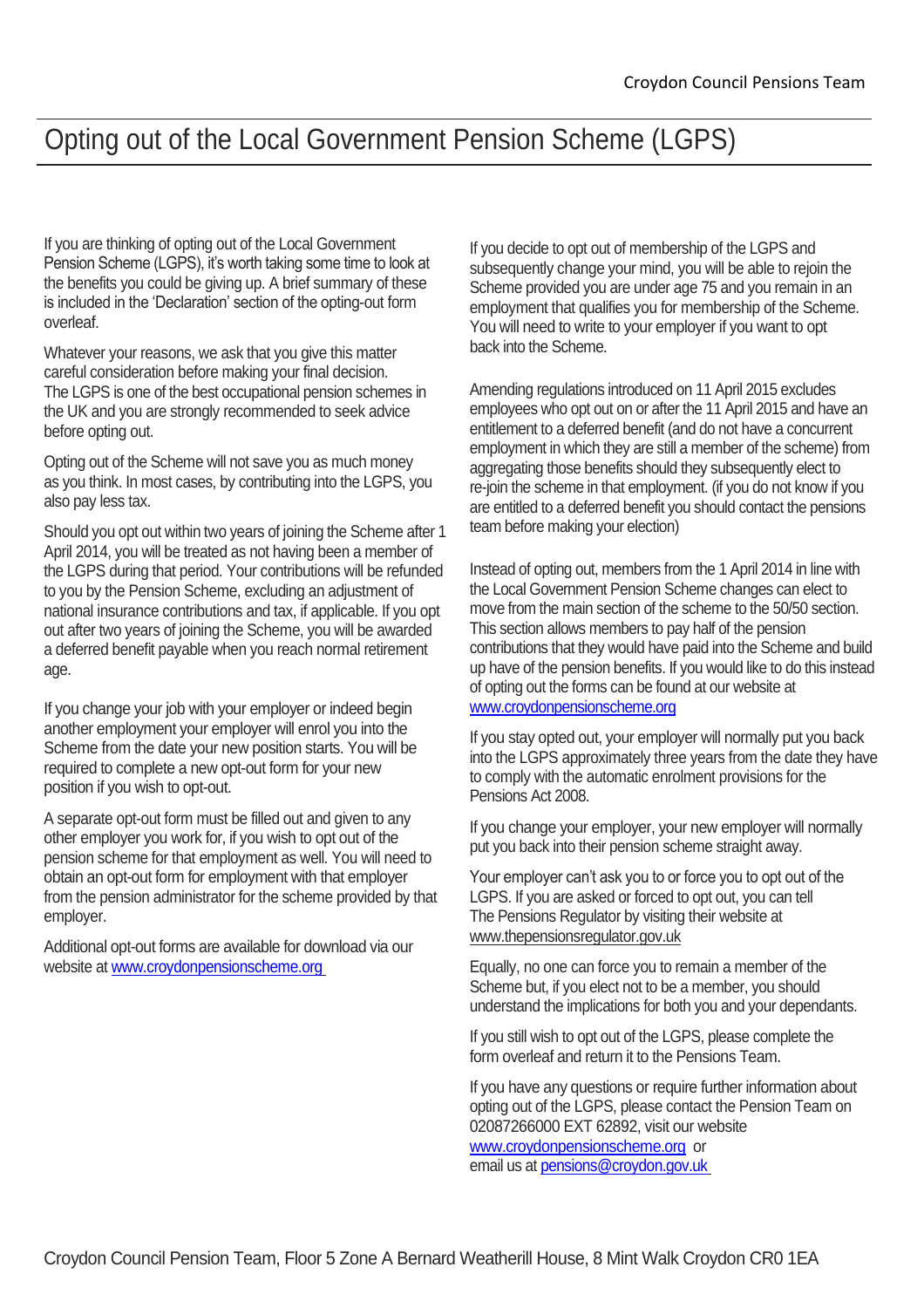# Opting out of the Local Government Pension Scheme (LGPS)

If you are thinking of opting out of the Local Government Pension Scheme (LGPS), it's worth taking some time to look at the benefits you could be giving up. A brief summary of these is included in the 'Declaration' section of the opting-out form overleaf.

Whatever your reasons, we ask that you give this matter careful consideration before making your final decision. The LGPS is one of the best occupational pension schemes in the UK and you are strongly recommended to seek advice before opting out.

Opting out of the Scheme will not save you as much money as you think. In most cases, by contributing into the LGPS, you also pay less tax.

Should you opt out within two years of joining the Scheme after 1 April 2014, you will be treated as not having been a member of the LGPS during that period. Your contributions will be refunded to you by the Pension Scheme, excluding an adjustment of national insurance contributions and tax, if applicable. If you opt out after two years of joining the Scheme, you will be awarded a deferred benefit payable when you reach normal retirement age.

If you change your job with your employer or indeed begin another employment your employer will enrol you into the Scheme from the date your new position starts. You will be required to complete a new opt-out form for your new position if you wish to opt-out.

A separate opt-out form must be filled out and given to any other employer you work for, if you wish to opt out of the pension scheme for that employment as well. You will need to obtain an opt-out form for employment with that employer from the pension administrator for the scheme provided by that employer.

Additional opt-out forms are available for download via our website at www.croydonpensionscheme.org

If you decide to opt out of membership of the LGPS and subsequently change your mind, you will be able to rejoin the Scheme provided you are under age 75 and you remain in an employment that qualifies you for membership of the Scheme. You will need to write to your employer if you want to opt back into the Scheme.

Amending regulations introduced on 11 April 2015 excludes employees who opt out on or after the 11 April 2015 and have an entitlement to a deferred benefit (and do not have a concurrent employment in which they are still a member of the scheme) from aggregating those benefits should they subsequently elect to re-join the scheme in that employment. (if you do not know if you are entitled to a deferred benefit you should contact the pensions team before making your election)

Instead of opting out, members from the 1 April 2014 in line with the Local Government Pension Scheme changes can elect to move from the main section of the scheme to the 50/50 section. This section allows members to pay half of the pension contributions that they would have paid into the Scheme and build up have of the pension benefits. If you would like to do this instead of opting out the forms can be found at our website at www.croydonpensionscheme.org

If you stay opted out, your employer will normally put you back into the LGPS approximately three years from the date they have to comply with the automatic enrolment provisions for the Pensions Act 2008.

If you change your employer, your new employer will normally put you back into their pension scheme straight away.

Your employer can't ask you to or force you to opt out of the LGPS. If you are asked or forced to opt out, you can tell The Pensions Regulator by visiting their website at www.thepensionsregulator.gov.uk

Equally, no one can force you to remain a member of the Scheme but, if you elect not to be a member, you should understand the implications for both you and your dependants.

If you still wish to opt out of the LGPS, please complete the form overleaf and return it to the Pensions Team.

If you have any questions or require further information about opting out of the LGPS, please contact the Pension Team on 02087266000 EXT 62892, visit our website www.croydonpensionscheme.org or email us at pensions@croydon.gov.uk

Croydon Council Pension Team, Floor 5 Zone A Bernard Weatherill House, 8 Mint Walk Croydon CR0 1EA